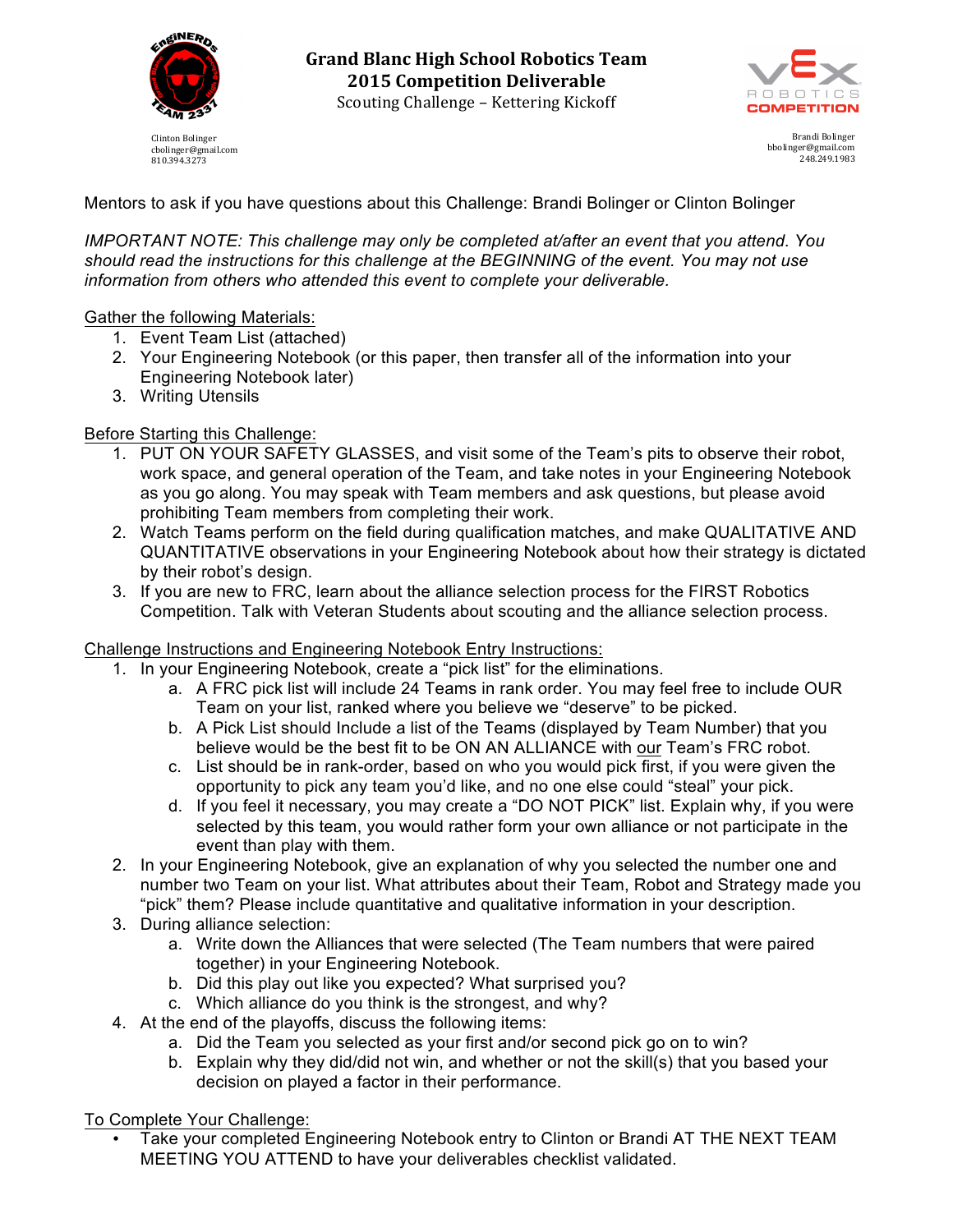# Grand Blanc High School Robotics Team
## 2015 Competition Deliverable
Scouting Challenge – Kettering Kickoff

Clinton Bolinger
cbolinger@gmail.com
810.394.3273

Brandi Bolinger
bbolinger@gmail.com
248.249.1983

Mentors to ask if you have questions about this Challenge: Brandi Bolinger or Clinton Bolinger

*IMPORTANT NOTE: This challenge may only be completed at/after an event that you attend. You should read the instructions for this challenge at the BEGINNING of the event. You may not use information from others who attended this event to complete your deliverable.*

Gather the following Materials:

1. Event Team List (attached)
2. Your Engineering Notebook (or this paper, then transfer all of the information into your Engineering Notebook later)
3. Writing Utensils

Before Starting this Challenge:

1. PUT ON YOUR SAFETY GLASSES, and visit some of the Team's pits to observe their robot, work space, and general operation of the Team, and take notes in your Engineering Notebook as you go along. You may speak with Team members and ask questions, but please avoid prohibiting Team members from completing their work.
2. Watch Teams perform on the field during qualification matches, and make QUALITATIVE AND QUANTITATIVE observations in your Engineering Notebook about how their strategy is dictated by their robot's design.
3. If you are new to FRC, learn about the alliance selection process for the FIRST Robotics Competition. Talk with Veteran Students about scouting and the alliance selection process.

Challenge Instructions and Engineering Notebook Entry Instructions:

1. In your Engineering Notebook, create a "pick list" for the eliminations.
   a. A FRC pick list will include 24 Teams in rank order. You may feel free to include OUR Team on your list, ranked where you believe we "deserve" to be picked.
   b. A Pick List should Include a list of the Teams (displayed by Team Number) that you believe would be the best fit to be ON AN ALLIANCE with our Team's FRC robot.
   c. List should be in rank-order, based on who you would pick first, if you were given the opportunity to pick any team you'd like, and no one else could "steal" your pick.
   d. If you feel it necessary, you may create a "DO NOT PICK" list. Explain why, if you were selected by this team, you would rather form your own alliance or not participate in the event than play with them.
2. In your Engineering Notebook, give an explanation of why you selected the number one and number two Team on your list. What attributes about their Team, Robot and Strategy made you "pick" them? Please include quantitative and qualitative information in your description.
3. During alliance selection:
   a. Write down the Alliances that were selected (The Team numbers that were paired together) in your Engineering Notebook.
   b. Did this play out like you expected? What surprised you?
   c. Which alliance do you think is the strongest, and why?
4. At the end of the playoffs, discuss the following items:
   a. Did the Team you selected as your first and/or second pick go on to win?
   b. Explain why they did/did not win, and whether or not the skill(s) that you based your decision on played a factor in their performance.

To Complete Your Challenge:

- Take your completed Engineering Notebook entry to Clinton or Brandi AT THE NEXT TEAM MEETING YOU ATTEND to have your deliverables checklist validated.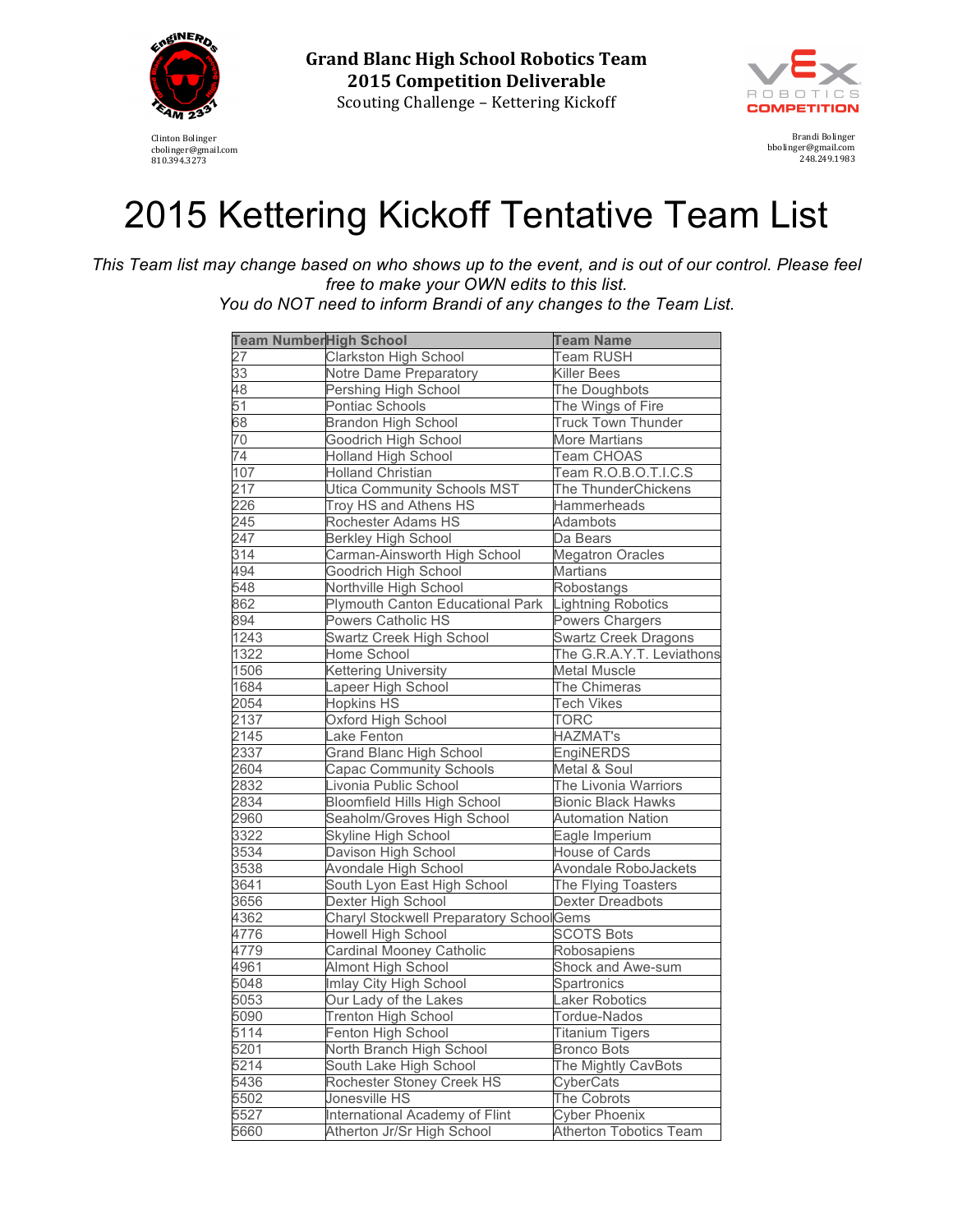Grand Blanc High School Robotics Team
2015 Competition Deliverable
Scouting Challenge – Kettering Kickoff

Clinton Bolinger
cbolinger@gmail.com
810.394.3273

Brandi Bolinger
bbolinger@gmail.com
248.249.1983

# 2015 Kettering Kickoff Tentative Team List

*This Team list may change based on who shows up to the event, and is out of our control. Please feel free to make your OWN edits to this list.*
*You do NOT need to inform Brandi of any changes to the Team List.*

| Team Number | High School | Team Name |
|---|---|---|
| 27 | Clarkston High School | Team RUSH |
| 33 | Notre Dame Preparatory | Killer Bees |
| 48 | Pershing High School | The Doughbots |
| 51 | Pontiac Schools | The Wings of Fire |
| 68 | Brandon High School | Truck Town Thunder |
| 70 | Goodrich High School | More Martians |
| 74 | Holland High School | Team CHOAS |
| 107 | Holland Christian | Team R.O.B.O.T.I.C.S |
| 217 | Utica Community Schools MST | The ThunderChickens |
| 226 | Troy HS and Athens HS | Hammerheads |
| 245 | Rochester Adams HS | Adambots |
| 247 | Berkley High School | Da Bears |
| 314 | Carman-Ainsworth High School | Megatron Oracles |
| 494 | Goodrich High School | Martians |
| 548 | Northville High School | Robostangs |
| 862 | Plymouth Canton Educational Park | Lightning Robotics |
| 894 | Powers Catholic HS | Powers Chargers |
| 1243 | Swartz Creek High School | Swartz Creek Dragons |
| 1322 | Home School | The G.R.A.Y.T. Leviathons |
| 1506 | Kettering University | Metal Muscle |
| 1684 | Lapeer High School | The Chimeras |
| 2054 | Hopkins HS | Tech Vikes |
| 2137 | Oxford High School | TORC |
| 2145 | Lake Fenton | HAZMAT's |
| 2337 | Grand Blanc High School | EngiNERDS |
| 2604 | Capac Community Schools | Metal & Soul |
| 2832 | Livonia Public School | The Livonia Warriors |
| 2834 | Bloomfield Hills High School | Bionic Black Hawks |
| 2960 | Seaholm/Groves High School | Automation Nation |
| 3322 | Skyline High School | Eagle Imperium |
| 3534 | Davison High School | House of Cards |
| 3538 | Avondale High School | Avondale RoboJackets |
| 3641 | South Lyon East High School | The Flying Toasters |
| 3656 | Dexter High School | Dexter Dreadbots |
| 4362 | Charyl Stockwell Preparatory School | Gems |
| 4776 | Howell High School | SCOTS Bots |
| 4779 | Cardinal Mooney Catholic | Robosapiens |
| 4961 | Almont High School | Shock and Awe-sum |
| 5048 | Imlay City High School | Spartronics |
| 5053 | Our Lady of the Lakes | Laker Robotics |
| 5090 | Trenton High School | Tordue-Nados |
| 5114 | Fenton High School | Titanium Tigers |
| 5201 | North Branch High School | Bronco Bots |
| 5214 | South Lake High School | The Mightly CavBots |
| 5436 | Rochester Stoney Creek HS | CyberCats |
| 5502 | Jonesville HS | The Cobrots |
| 5527 | International Academy of Flint | Cyber Phoenix |
| 5660 | Atherton Jr/Sr High School | Atherton Tobotics Team |